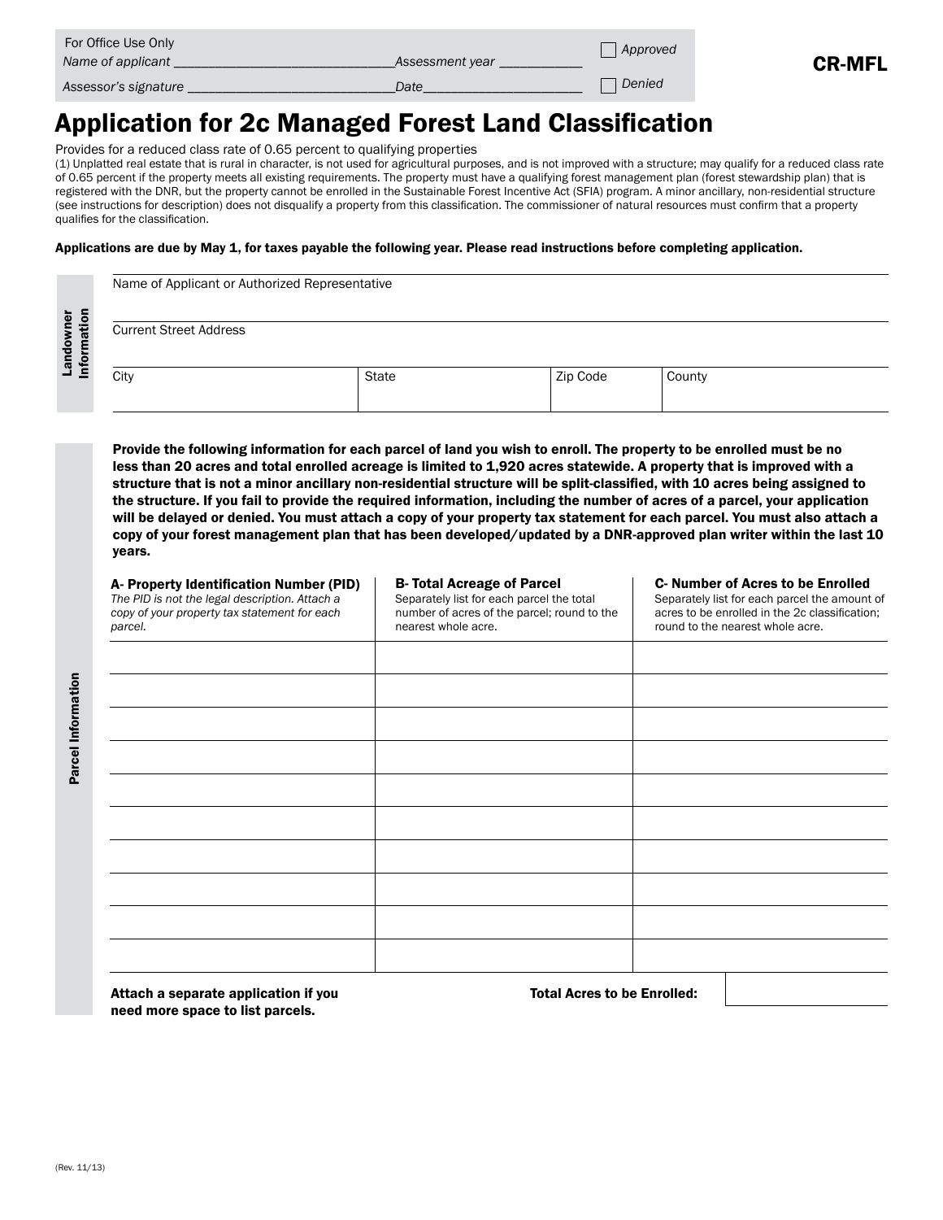For Office Use Only

*Name of applicant* ______________________________ *Assessment year* ___________ ☐ *Approved*

*Assessor's signature* ______________________________ *Date* ______________________ ☐ *Denied*

**CR-MFL**

# Application for 2c Managed Forest Land Classification

Provides for a reduced class rate of 0.65 percent to qualifying properties

(1) Unplatted real estate that is rural in character, is not used for agricultural purposes, and is not improved with a structure; may qualify for a reduced class rate of 0.65 percent if the property meets all existing requirements. The property must have a qualifying forest management plan (forest stewardship plan) that is registered with the DNR, but the property cannot be enrolled in the Sustainable Forest Incentive Act (SFIA) program. A minor ancillary, non-residential structure (see instructions for description) does not disqualify a property from this classification. The commissioner of natural resources must confirm that a property qualifies for the classification.

**Applications are due by May 1, for taxes payable the following year. Please read instructions before completing application.**

## Landowner Information

Name of Applicant or Authorized Representative

Current Street Address

| City | State | Zip Code | County |
|---|---|---|---|
| | | | |

## Parcel Information

**Provide the following information for each parcel of land you wish to enroll. The property to be enrolled must be no less than 20 acres and total enrolled acreage is limited to 1,920 acres statewide. A property that is improved with a structure that is not a minor ancillary non-residential structure will be split-classified, with 10 acres being assigned to the structure. If you fail to provide the required information, including the number of acres of a parcel, your application will be delayed or denied. You must attach a copy of your property tax statement for each parcel. You must also attach a copy of your forest management plan that has been developed/updated by a DNR-approved plan writer within the last 10 years.**

| **A- Property Identification Number (PID)** *The PID is not the legal description. Attach a copy of your property tax statement for each parcel.* | **B- Total Acreage of Parcel** Separately list for each parcel the total number of acres of the parcel; round to the nearest whole acre. | **C- Number of Acres to be Enrolled** Separately list for each parcel the amount of acres to be enrolled in the 2c classification; round to the nearest whole acre. |
|---|---|---|
| | | |
| | | |
| | | |
| | | |
| | | |
| | | |
| | | |
| | | |
| | | |
| | | |

**Attach a separate application if you need more space to list parcels.**

**Total Acres to be Enrolled:** ____________

(Rev. 11/13)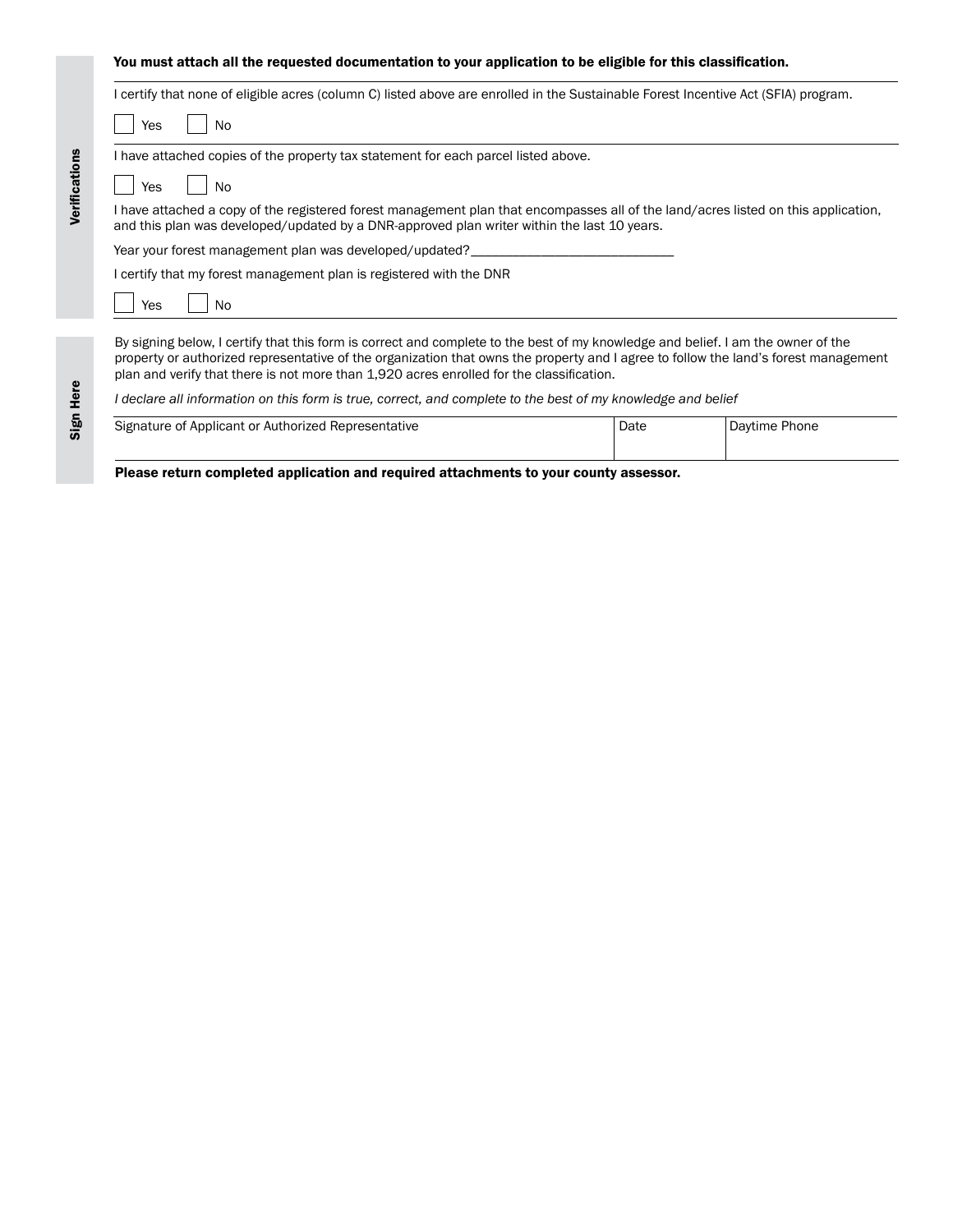**You must attach all the requested documentation to your application to be eligible for this classification.**

## Verifications

I certify that none of eligible acres (column C) listed above are enrolled in the Sustainable Forest Incentive Act (SFIA) program.

☐ Yes ☐ No

I have attached copies of the property tax statement for each parcel listed above.

☐ Yes ☐ No

I have attached a copy of the registered forest management plan that encompasses all of the land/acres listed on this application, and this plan was developed/updated by a DNR-approved plan writer within the last 10 years.

Year your forest management plan was developed/updated?____________________________

I certify that my forest management plan is registered with the DNR

☐ Yes ☐ No

## Sign Here

By signing below, I certify that this form is correct and complete to the best of my knowledge and belief. I am the owner of the property or authorized representative of the organization that owns the property and I agree to follow the land's forest management plan and verify that there is not more than 1,920 acres enrolled for the classification.

*I declare all information on this form is true, correct, and complete to the best of my knowledge and belief*

| Signature of Applicant or Authorized Representative | Date | Daytime Phone |
| --- | --- | --- |
| | | |

**Please return completed application and required attachments to your county assessor.**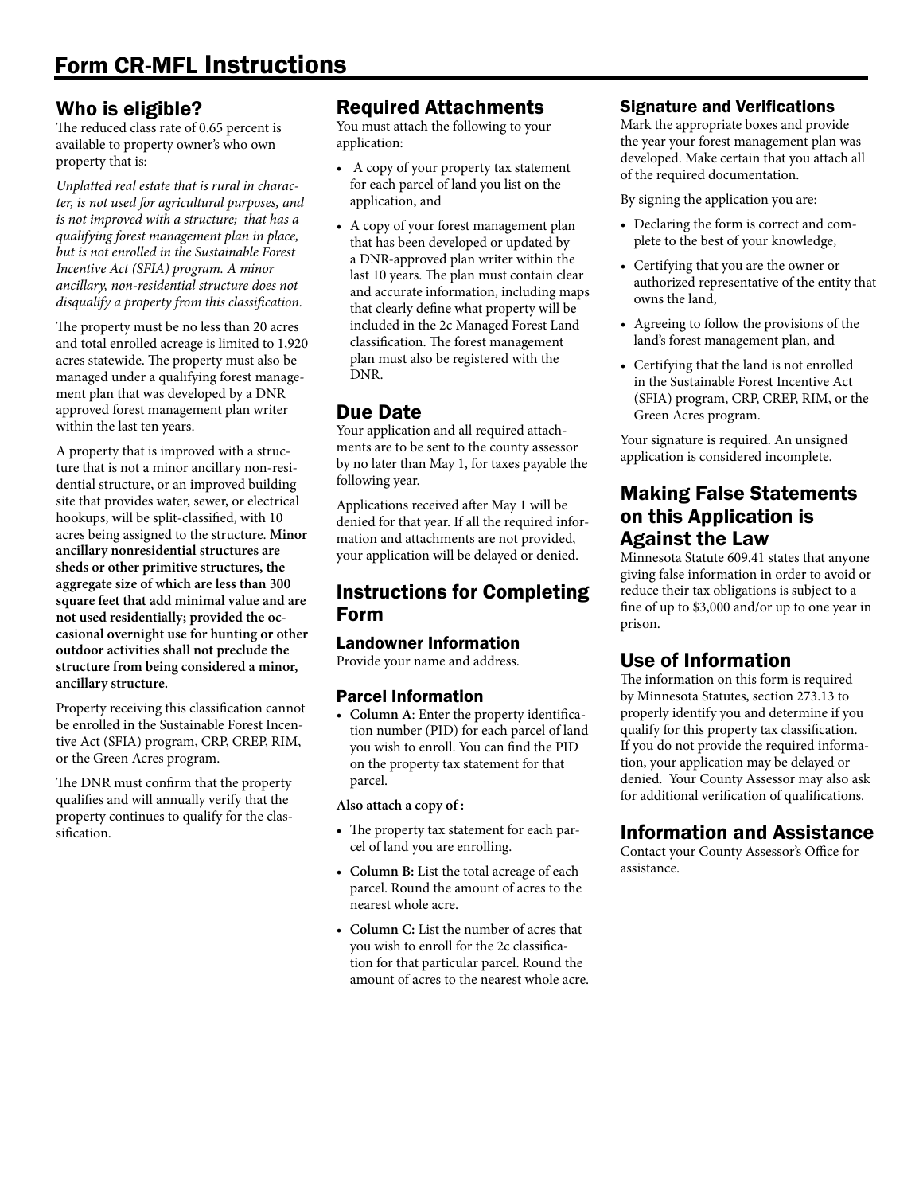# Form CR-MFL Instructions

## Who is eligible?

The reduced class rate of 0.65 percent is available to property owner's who own property that is:

*Unplatted real estate that is rural in character, is not used for agricultural purposes, and is not improved with a structure; that has a qualifying forest management plan in place, but is not enrolled in the Sustainable Forest Incentive Act (SFIA) program. A minor ancillary, non-residential structure does not disqualify a property from this classification.*

The property must be no less than 20 acres and total enrolled acreage is limited to 1,920 acres statewide. The property must also be managed under a qualifying forest management plan that was developed by a DNR approved forest management plan writer within the last ten years.

A property that is improved with a structure that is not a minor ancillary non-residential structure, or an improved building site that provides water, sewer, or electrical hookups, will be split-classified, with 10 acres being assigned to the structure. **Minor ancillary nonresidential structures are sheds or other primitive structures, the aggregate size of which are less than 300 square feet that add minimal value and are not used residentially; provided the occasional overnight use for hunting or other outdoor activities shall not preclude the structure from being considered a minor, ancillary structure.**

Property receiving this classification cannot be enrolled in the Sustainable Forest Incentive Act (SFIA) program, CRP, CREP, RIM, or the Green Acres program.

The DNR must confirm that the property qualifies and will annually verify that the property continues to qualify for the classification.

## Required Attachments

You must attach the following to your application:

- A copy of your property tax statement for each parcel of land you list on the application, and
- A copy of your forest management plan that has been developed or updated by a DNR-approved plan writer within the last 10 years. The plan must contain clear and accurate information, including maps that clearly define what property will be included in the 2c Managed Forest Land classification. The forest management plan must also be registered with the DNR.

## Due Date

Your application and all required attachments are to be sent to the county assessor by no later than May 1, for taxes payable the following year.

Applications received after May 1 will be denied for that year. If all the required information and attachments are not provided, your application will be delayed or denied.

## Instructions for Completing Form

### Landowner Information

Provide your name and address.

### Parcel Information

- **Column A**: Enter the property identification number (PID) for each parcel of land you wish to enroll. You can find the PID on the property tax statement for that parcel.

**Also attach a copy of :**

- The property tax statement for each parcel of land you are enrolling.
- **Column B:** List the total acreage of each parcel. Round the amount of acres to the nearest whole acre.
- **Column C:** List the number of acres that you wish to enroll for the 2c classification for that particular parcel. Round the amount of acres to the nearest whole acre.

### Signature and Verifications

Mark the appropriate boxes and provide the year your forest management plan was developed. Make certain that you attach all of the required documentation.

By signing the application you are:

- Declaring the form is correct and complete to the best of your knowledge,
- Certifying that you are the owner or authorized representative of the entity that owns the land,
- Agreeing to follow the provisions of the land's forest management plan, and
- Certifying that the land is not enrolled in the Sustainable Forest Incentive Act (SFIA) program, CRP, CREP, RIM, or the Green Acres program.

Your signature is required. An unsigned application is considered incomplete.

## Making False Statements on this Application is Against the Law

Minnesota Statute 609.41 states that anyone giving false information in order to avoid or reduce their tax obligations is subject to a fine of up to $3,000 and/or up to one year in prison.

## Use of Information

The information on this form is required by Minnesota Statutes, section 273.13 to properly identify you and determine if you qualify for this property tax classification. If you do not provide the required information, your application may be delayed or denied. Your County Assessor may also ask for additional verification of qualifications.

## Information and Assistance

Contact your County Assessor's Office for assistance.